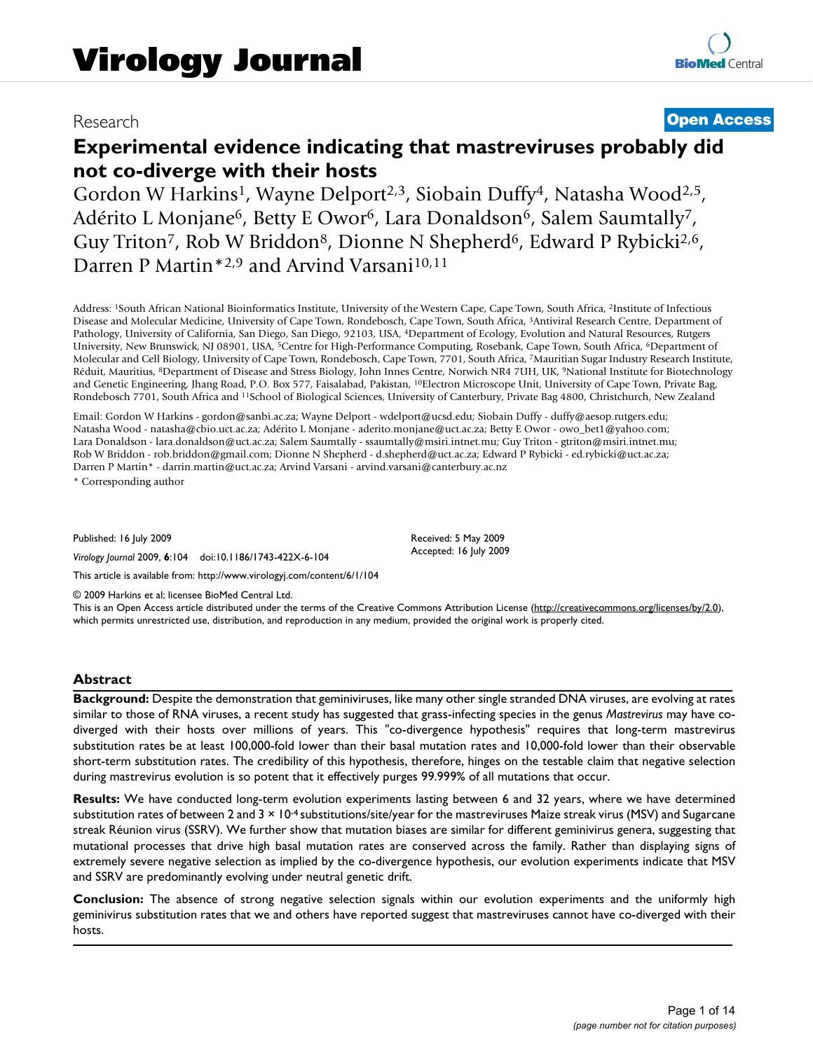# Virology Journal

Research

**Open Access**

## Experimental evidence indicating that mastreviruses probably did not co-diverge with their hosts

Gordon W Harkins[1], Wayne Delport[2,3], Siobain Duffy[4], Natasha Wood[2,5], Adérito L Monjane[6], Betty E Owor[6], Lara Donaldson[6], Salem Saumtally[7], Guy Triton[7], Rob W Briddon[8], Dionne N Shepherd[6], Edward P Rybicki[2,6], Darren P Martin*[2,9] and Arvind Varsani[10,11]

Address: [1]South African National Bioinformatics Institute, University of the Western Cape, Cape Town, South Africa, [2]Institute of Infectious Disease and Molecular Medicine, University of Cape Town, Rondebosch, Cape Town, South Africa, [3]Antiviral Research Centre, Department of Pathology, University of California, San Diego, San Diego, 92103, USA, [4]Department of Ecology, Evolution and Natural Resources, Rutgers University, New Brunswick, NJ 08901, USA, [5]Centre for High-Performance Computing, Rosebank, Cape Town, South Africa, [6]Department of Molecular and Cell Biology, University of Cape Town, Rondebosch, Cape Town, 7701, South Africa, [7]Mauritian Sugar Industry Research Institute, Réduit, Mauritius, [8]Department of Disease and Stress Biology, John Innes Centre, Norwich NR4 7UH, UK, [9]National Institute for Biotechnology and Genetic Engineering, Jhang Road, P.O. Box 577, Faisalabad, Pakistan, [10]Electron Microscope Unit, University of Cape Town, Private Bag, Rondebosch 7701, South Africa and [11]School of Biological Sciences, University of Canterbury, Private Bag 4800, Christchurch, New Zealand

Email: Gordon W Harkins - gordon@sanbi.ac.za; Wayne Delport - wdelport@ucsd.edu; Siobain Duffy - duffy@aesop.rutgers.edu; Natasha Wood - natasha@cbio.uct.ac.za; Adérito L Monjane - aderito.monjane@uct.ac.za; Betty E Owor - owo_bet1@yahoo.com; Lara Donaldson - lara.donaldson@uct.ac.za; Salem Saumtally - ssaumtally@msiri.intnet.mu; Guy Triton - gtriton@msiri.intnet.mu; Rob W Briddon - rob.briddon@gmail.com; Dionne N Shepherd - d.shepherd@uct.ac.za; Edward P Rybicki - ed.rybicki@uct.ac.za; Darren P Martin* - darrin.martin@uct.ac.za; Arvind Varsani - arvind.varsani@canterbury.ac.nz

\* Corresponding author

Published: 16 July 2009

*Virology Journal* 2009, **6**:104 doi:10.1186/1743-422X-6-104

Received: 5 May 2009
Accepted: 16 July 2009

This article is available from: http://www.virologyj.com/content/6/1/104

© 2009 Harkins et al; licensee BioMed Central Ltd.
This is an Open Access article distributed under the terms of the Creative Commons Attribution License (http://creativecommons.org/licenses/by/2.0), which permits unrestricted use, distribution, and reproduction in any medium, provided the original work is properly cited.

### Abstract

**Background:** Despite the demonstration that geminiviruses, like many other single stranded DNA viruses, are evolving at rates similar to those of RNA viruses, a recent study has suggested that grass-infecting species in the genus *Mastrevirus* may have co-diverged with their hosts over millions of years. This "co-divergence hypothesis" requires that long-term mastrevirus substitution rates be at least 100,000-fold lower than their basal mutation rates and 10,000-fold lower than their observable short-term substitution rates. The credibility of this hypothesis, therefore, hinges on the testable claim that negative selection during mastrevirus evolution is so potent that it effectively purges 99.999% of all mutations that occur.

**Results:** We have conducted long-term evolution experiments lasting between 6 and 32 years, where we have determined substitution rates of between 2 and 3 × $10^{-4}$ substitutions/site/year for the mastreviruses Maize streak virus (MSV) and Sugarcane streak Réunion virus (SSRV). We further show that mutation biases are similar for different geminivirus genera, suggesting that mutational processes that drive high basal mutation rates are conserved across the family. Rather than displaying signs of extremely severe negative selection as implied by the co-divergence hypothesis, our evolution experiments indicate that MSV and SSRV are predominantly evolving under neutral genetic drift.

**Conclusion:** The absence of strong negative selection signals within our evolution experiments and the uniformly high geminivirus substitution rates that we and others have reported suggest that mastreviruses cannot have co-diverged with their hosts.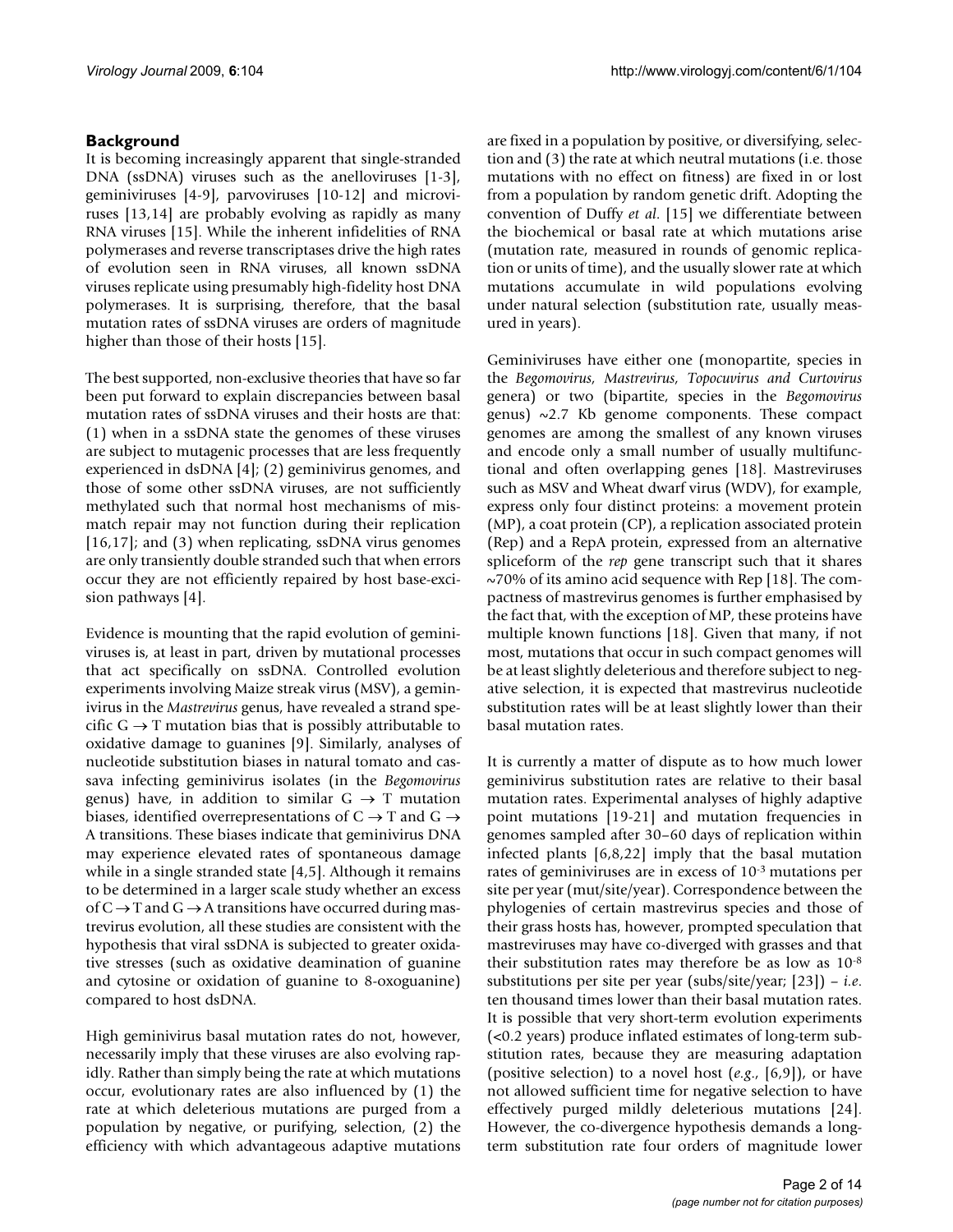## Background

It is becoming increasingly apparent that single-stranded DNA (ssDNA) viruses such as the anelloviruses [1-3], geminiviruses [4-9], parvoviruses [10-12] and microviruses [13,14] are probably evolving as rapidly as many RNA viruses [15]. While the inherent infidelities of RNA polymerases and reverse transcriptases drive the high rates of evolution seen in RNA viruses, all known ssDNA viruses replicate using presumably high-fidelity host DNA polymerases. It is surprising, therefore, that the basal mutation rates of ssDNA viruses are orders of magnitude higher than those of their hosts [15].

The best supported, non-exclusive theories that have so far been put forward to explain discrepancies between basal mutation rates of ssDNA viruses and their hosts are that: (1) when in a ssDNA state the genomes of these viruses are subject to mutagenic processes that are less frequently experienced in dsDNA [4]; (2) geminivirus genomes, and those of some other ssDNA viruses, are not sufficiently methylated such that normal host mechanisms of mismatch repair may not function during their replication [16,17]; and (3) when replicating, ssDNA virus genomes are only transiently double stranded such that when errors occur they are not efficiently repaired by host base-excision pathways [4].

Evidence is mounting that the rapid evolution of geminiviruses is, at least in part, driven by mutational processes that act specifically on ssDNA. Controlled evolution experiments involving Maize streak virus (MSV), a geminivirus in the *Mastrevirus* genus, have revealed a strand specific G → T mutation bias that is possibly attributable to oxidative damage to guanines [9]. Similarly, analyses of nucleotide substitution biases in natural tomato and cassava infecting geminivirus isolates (in the *Begomovirus* genus) have, in addition to similar G → T mutation biases, identified overrepresentations of C → T and G → A transitions. These biases indicate that geminivirus DNA may experience elevated rates of spontaneous damage while in a single stranded state [4,5]. Although it remains to be determined in a larger scale study whether an excess of C → T and G → A transitions have occurred during mastrevirus evolution, all these studies are consistent with the hypothesis that viral ssDNA is subjected to greater oxidative stresses (such as oxidative deamination of guanine and cytosine or oxidation of guanine to 8-oxoguanine) compared to host dsDNA.

High geminivirus basal mutation rates do not, however, necessarily imply that these viruses are also evolving rapidly. Rather than simply being the rate at which mutations occur, evolutionary rates are also influenced by (1) the rate at which deleterious mutations are purged from a population by negative, or purifying, selection, (2) the efficiency with which advantageous adaptive mutations are fixed in a population by positive, or diversifying, selection and (3) the rate at which neutral mutations (i.e. those mutations with no effect on fitness) are fixed in or lost from a population by random genetic drift. Adopting the convention of Duffy *et al*. [15] we differentiate between the biochemical or basal rate at which mutations arise (mutation rate, measured in rounds of genomic replication or units of time), and the usually slower rate at which mutations accumulate in wild populations evolving under natural selection (substitution rate, usually measured in years).

Geminiviruses have either one (monopartite, species in the *Begomovirus, Mastrevirus, Topocuvirus and Curtovirus* genera) or two (bipartite, species in the *Begomovirus* genus) ~2.7 Kb genome components. These compact genomes are among the smallest of any known viruses and encode only a small number of usually multifunctional and often overlapping genes [18]. Mastreviruses such as MSV and Wheat dwarf virus (WDV), for example, express only four distinct proteins: a movement protein (MP), a coat protein (CP), a replication associated protein (Rep) and a RepA protein, expressed from an alternative spliceform of the *rep* gene transcript such that it shares ~70% of its amino acid sequence with Rep [18]. The compactness of mastrevirus genomes is further emphasised by the fact that, with the exception of MP, these proteins have multiple known functions [18]. Given that many, if not most, mutations that occur in such compact genomes will be at least slightly deleterious and therefore subject to negative selection, it is expected that mastrevirus nucleotide substitution rates will be at least slightly lower than their basal mutation rates.

It is currently a matter of dispute as to how much lower geminivirus substitution rates are relative to their basal mutation rates. Experimental analyses of highly adaptive point mutations [19-21] and mutation frequencies in genomes sampled after 30–60 days of replication within infected plants [6,8,22] imply that the basal mutation rates of geminiviruses are in excess of $10^{-3}$ mutations per site per year (mut/site/year). Correspondence between the phylogenies of certain mastrevirus species and those of their grass hosts has, however, prompted speculation that mastreviruses may have co-diverged with grasses and that their substitution rates may therefore be as low as $10^{-8}$ substitutions per site per year (subs/site/year; [23]) – *i.e*. ten thousand times lower than their basal mutation rates. It is possible that very short-term evolution experiments (<0.2 years) produce inflated estimates of long-term substitution rates, because they are measuring adaptation (positive selection) to a novel host (*e.g*., [6,9]), or have not allowed sufficient time for negative selection to have effectively purged mildly deleterious mutations [24]. However, the co-divergence hypothesis demands a long-term substitution rate four orders of magnitude lower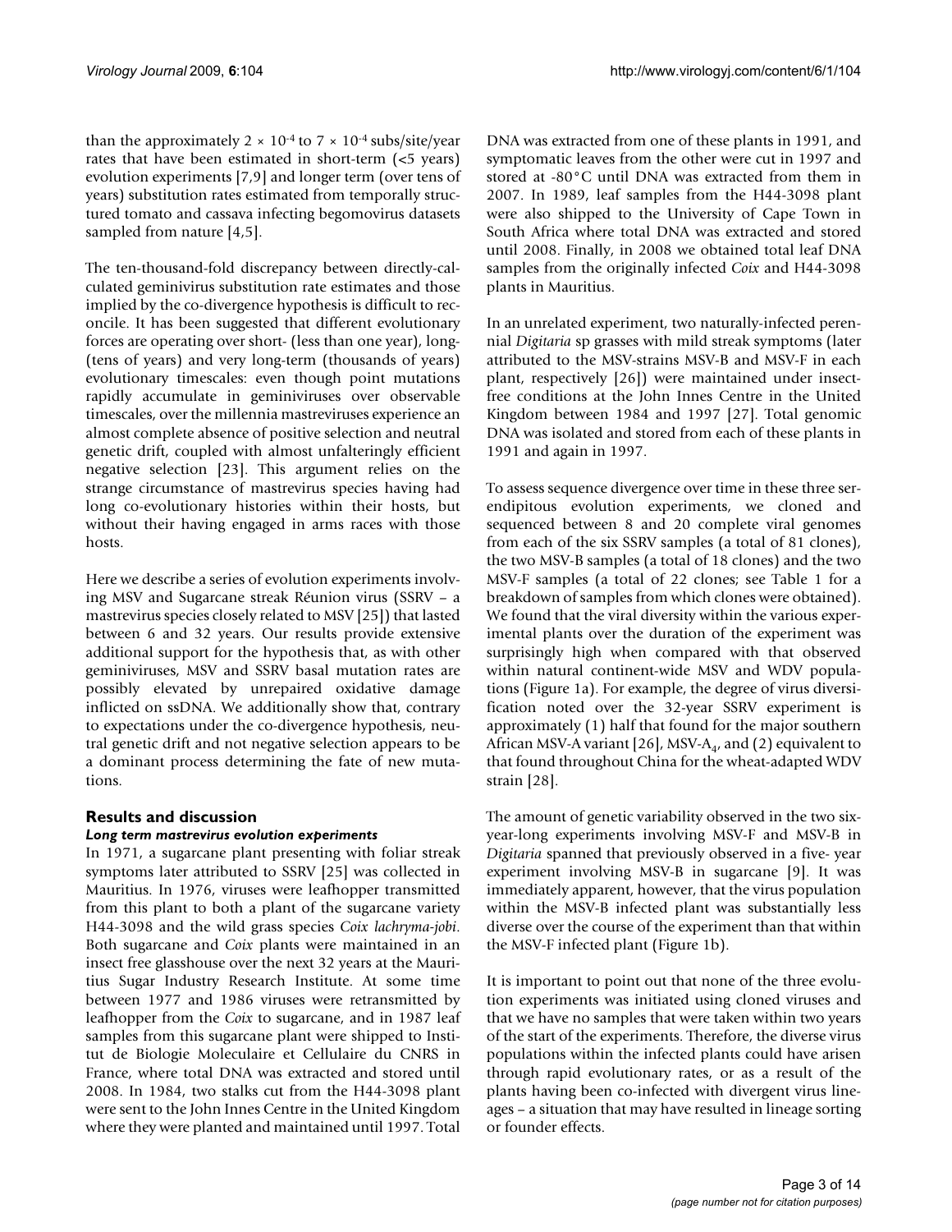than the approximately $2 \times 10^{-4}$ to $7 \times 10^{-4}$ subs/site/year rates that have been estimated in short-term (<5 years) evolution experiments [7,9] and longer term (over tens of years) substitution rates estimated from temporally structured tomato and cassava infecting begomovirus datasets sampled from nature [4,5].

The ten-thousand-fold discrepancy between directly-calculated geminivirus substitution rate estimates and those implied by the co-divergence hypothesis is difficult to reconcile. It has been suggested that different evolutionary forces are operating over short- (less than one year), long- (tens of years) and very long-term (thousands of years) evolutionary timescales: even though point mutations rapidly accumulate in geminiviruses over observable timescales, over the millennia mastreviruses experience an almost complete absence of positive selection and neutral genetic drift, coupled with almost unfalteringly efficient negative selection [23]. This argument relies on the strange circumstance of mastrevirus species having had long co-evolutionary histories within their hosts, but without their having engaged in arms races with those hosts.

Here we describe a series of evolution experiments involving MSV and Sugarcane streak Réunion virus (SSRV – a mastrevirus species closely related to MSV [25]) that lasted between 6 and 32 years. Our results provide extensive additional support for the hypothesis that, as with other geminiviruses, MSV and SSRV basal mutation rates are possibly elevated by unrepaired oxidative damage inflicted on ssDNA. We additionally show that, contrary to expectations under the co-divergence hypothesis, neutral genetic drift and not negative selection appears to be a dominant process determining the fate of new mutations.

## Results and discussion

### *Long term mastrevirus evolution experiments*

In 1971, a sugarcane plant presenting with foliar streak symptoms later attributed to SSRV [25] was collected in Mauritius. In 1976, viruses were leafhopper transmitted from this plant to both a plant of the sugarcane variety H44-3098 and the wild grass species *Coix lachryma-jobi*. Both sugarcane and *Coix* plants were maintained in an insect free glasshouse over the next 32 years at the Mauritius Sugar Industry Research Institute. At some time between 1977 and 1986 viruses were retransmitted by leafhopper from the *Coix* to sugarcane, and in 1987 leaf samples from this sugarcane plant were shipped to Institut de Biologie Moleculaire et Cellulaire du CNRS in France, where total DNA was extracted and stored until 2008. In 1984, two stalks cut from the H44-3098 plant were sent to the John Innes Centre in the United Kingdom where they were planted and maintained until 1997. Total DNA was extracted from one of these plants in 1991, and symptomatic leaves from the other were cut in 1997 and stored at -80°C until DNA was extracted from them in 2007. In 1989, leaf samples from the H44-3098 plant were also shipped to the University of Cape Town in South Africa where total DNA was extracted and stored until 2008. Finally, in 2008 we obtained total leaf DNA samples from the originally infected *Coix* and H44-3098 plants in Mauritius.

In an unrelated experiment, two naturally-infected perennial *Digitaria* sp grasses with mild streak symptoms (later attributed to the MSV-strains MSV-B and MSV-F in each plant, respectively [26]) were maintained under insect-free conditions at the John Innes Centre in the United Kingdom between 1984 and 1997 [27]. Total genomic DNA was isolated and stored from each of these plants in 1991 and again in 1997.

To assess sequence divergence over time in these three serendipitous evolution experiments, we cloned and sequenced between 8 and 20 complete viral genomes from each of the six SSRV samples (a total of 81 clones), the two MSV-B samples (a total of 18 clones) and the two MSV-F samples (a total of 22 clones; see Table 1 for a breakdown of samples from which clones were obtained). We found that the viral diversity within the various experimental plants over the duration of the experiment was surprisingly high when compared with that observed within natural continent-wide MSV and WDV populations (Figure 1a). For example, the degree of virus diversification noted over the 32-year SSRV experiment is approximately (1) half that found for the major southern African MSV-A variant [26], MSV-$A_4$, and (2) equivalent to that found throughout China for the wheat-adapted WDV strain [28].

The amount of genetic variability observed in the two six-year-long experiments involving MSV-F and MSV-B in *Digitaria* spanned that previously observed in a five- year experiment involving MSV-B in sugarcane [9]. It was immediately apparent, however, that the virus population within the MSV-B infected plant was substantially less diverse over the course of the experiment than that within the MSV-F infected plant (Figure 1b).

It is important to point out that none of the three evolution experiments was initiated using cloned viruses and that we have no samples that were taken within two years of the start of the experiments. Therefore, the diverse virus populations within the infected plants could have arisen through rapid evolutionary rates, or as a result of the plants having been co-infected with divergent virus lineages – a situation that may have resulted in lineage sorting or founder effects.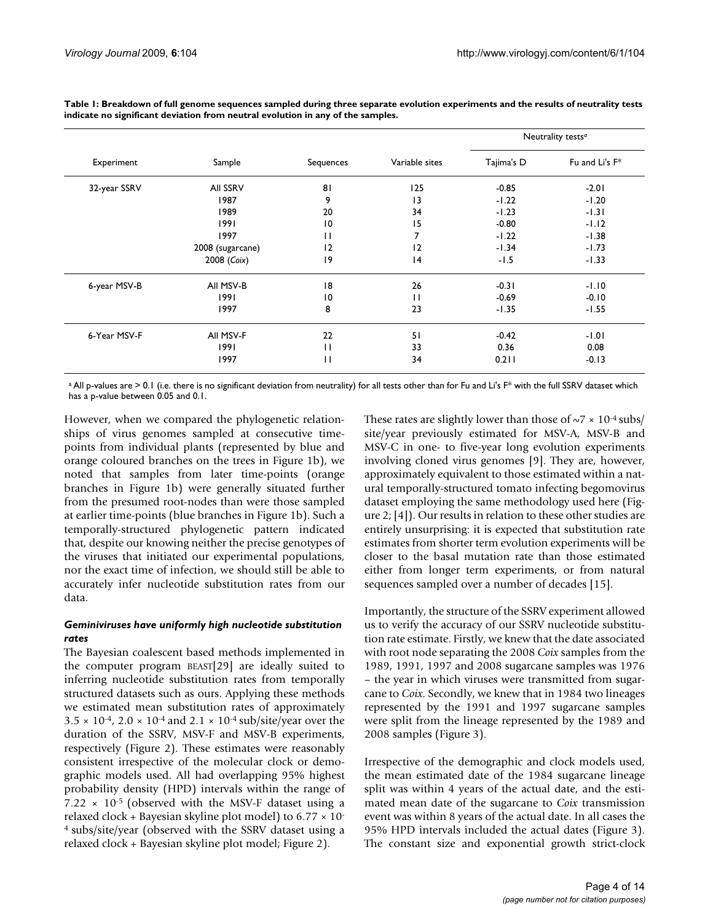**Table 1: Breakdown of full genome sequences sampled during three separate evolution experiments and the results of neutrality tests indicate no significant deviation from neutral evolution in any of the samples.**

| Experiment | Sample | Sequences | Variable sites | Neutrality tests[a] | |
|---|---|---|---|---|---|
| | | | | Tajima's D | Fu and Li's F* |
| 32-year SSRV | All SSRV | 81 | 125 | -0.85 | -2.01 |
| | 1987 | 9 | 13 | -1.22 | -1.20 |
| | 1989 | 20 | 34 | -1.23 | -1.31 |
| | 1991 | 10 | 15 | -0.80 | -1.12 |
| | 1997 | 11 | 7 | -1.22 | -1.38 |
| | 2008 (sugarcane) | 12 | 12 | -1.34 | -1.73 |
| | 2008 (*Coix*) | 19 | 14 | -1.5 | -1.33 |
| 6-year MSV-B | All MSV-B | 18 | 26 | -0.31 | -1.10 |
| | 1991 | 10 | 11 | -0.69 | -0.10 |
| | 1997 | 8 | 23 | -1.35 | -1.55 |
| 6-Year MSV-F | All MSV-F | 22 | 51 | -0.42 | -1.01 |
| | 1991 | 11 | 33 | 0.36 | 0.08 |
| | 1997 | 11 | 34 | 0.211 | -0.13 |

[a] All p-values are > 0.1 (i.e. there is no significant deviation from neutrality) for all tests other than for Fu and Li's F* with the full SSRV dataset which has a p-value between 0.05 and 0.1.

However, when we compared the phylogenetic relationships of virus genomes sampled at consecutive time-points from individual plants (represented by blue and orange coloured branches on the trees in Figure 1b), we noted that samples from later time-points (orange branches in Figure 1b) were generally situated further from the presumed root-nodes than were those sampled at earlier time-points (blue branches in Figure 1b). Such a temporally-structured phylogenetic pattern indicated that, despite our knowing neither the precise genotypes of the viruses that initiated our experimental populations, nor the exact time of infection, we should still be able to accurately infer nucleotide substitution rates from our data.

### *Geminiviruses have uniformly high nucleotide substitution rates*

The Bayesian coalescent based methods implemented in the computer program BEAST[29] are ideally suited to inferring nucleotide substitution rates from temporally structured datasets such as ours. Applying these methods we estimated mean substitution rates of approximately $3.5 \times 10^{-4}$, $2.0 \times 10^{-4}$ and $2.1 \times 10^{-4}$ sub/site/year over the duration of the SSRV, MSV-F and MSV-B experiments, respectively (Figure 2). These estimates were reasonably consistent irrespective of the molecular clock or demographic models used. All had overlapping 95% highest probability density (HPD) intervals within the range of $7.22 \times 10^{-5}$ (observed with the MSV-F dataset using a relaxed clock + Bayesian skyline plot model) to $6.77 \times 10^{-4}$ subs/site/year (observed with the SSRV dataset using a relaxed clock + Bayesian skyline plot model; Figure 2).

These rates are slightly lower than those of $\sim 7 \times 10^{-4}$ subs/site/year previously estimated for MSV-A, MSV-B and MSV-C in one- to five-year long evolution experiments involving cloned virus genomes [9]. They are, however, approximately equivalent to those estimated within a natural temporally-structured tomato infecting begomovirus dataset employing the same methodology used here (Figure 2; [4]). Our results in relation to these other studies are entirely unsurprising: it is expected that substitution rate estimates from shorter term evolution experiments will be closer to the basal mutation rate than those estimated either from longer term experiments, or from natural sequences sampled over a number of decades [15].

Importantly, the structure of the SSRV experiment allowed us to verify the accuracy of our SSRV nucleotide substitution rate estimate. Firstly, we knew that the date associated with root node separating the 2008 *Coix* samples from the 1989, 1991, 1997 and 2008 sugarcane samples was 1976 – the year in which viruses were transmitted from sugarcane to *Coix*. Secondly, we knew that in 1984 two lineages represented by the 1991 and 1997 sugarcane samples were split from the lineage represented by the 1989 and 2008 samples (Figure 3).

Irrespective of the demographic and clock models used, the mean estimated date of the 1984 sugarcane lineage split was within 4 years of the actual date, and the estimated mean date of the sugarcane to *Coix* transmission event was within 8 years of the actual date. In all cases the 95% HPD intervals included the actual dates (Figure 3). The constant size and exponential growth strict-clock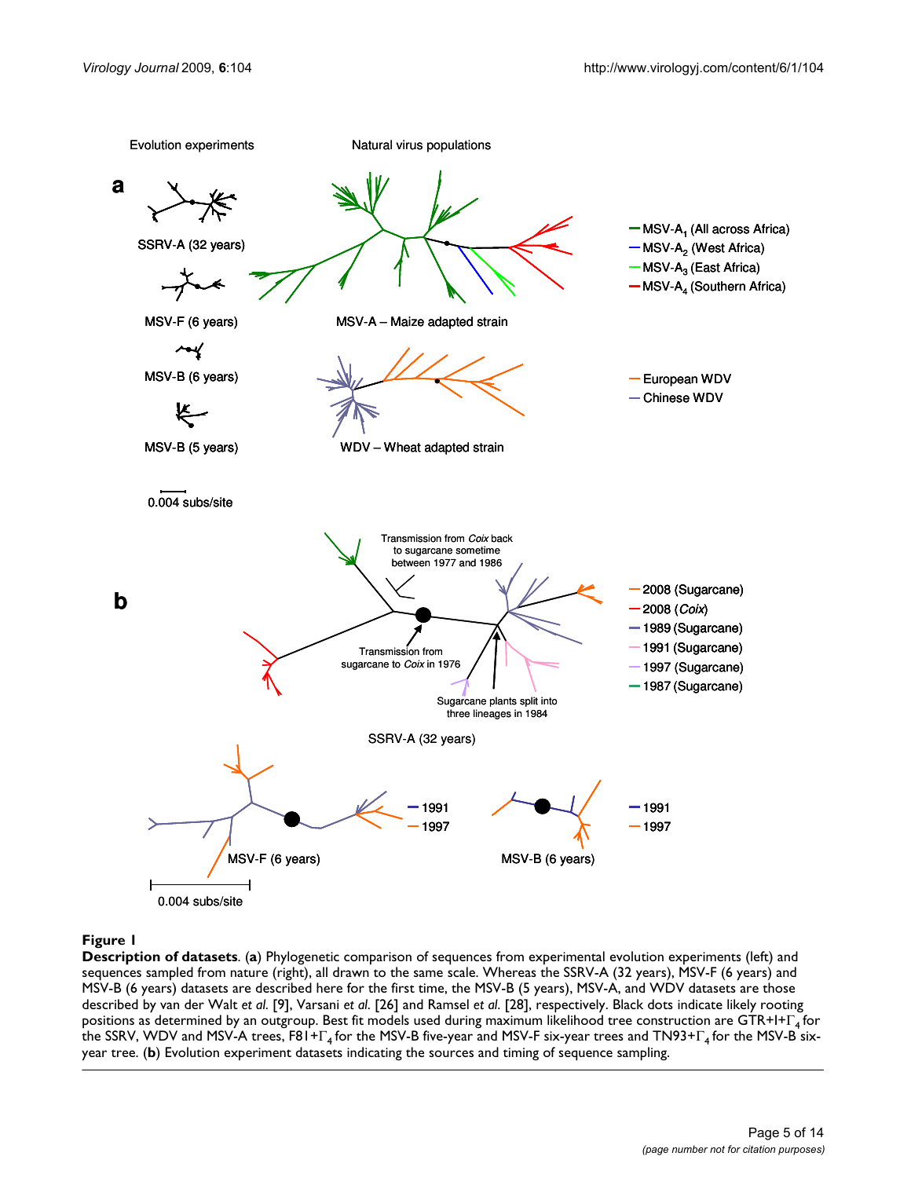Evolution experiments

Natural virus populations

**a**

SSRV-A (32 years)

MSV-F (6 years)

MSV-B (6 years)

MSV-B (5 years)

0.004 subs/site

MSV-A – Maize adapted strain

— MSV-$A_1$ (All across Africa)
— MSV-$A_2$ (West Africa)
— MSV-$A_3$ (East Africa)
— MSV-$A_4$ (Southern Africa)

WDV – Wheat adapted strain

— European WDV
— Chinese WDV

**b**

Transmission from *Coix* back to sugarcane sometime between 1977 and 1986

Transmission from sugarcane to *Coix* in 1976

Sugarcane plants split into three lineages in 1984

— 2008 (Sugarcane)
— 2008 (*Coix*)
— 1989 (Sugarcane)
— 1991 (Sugarcane)
— 1997 (Sugarcane)
— 1987 (Sugarcane)

SSRV-A (32 years)

— 1991
— 1997

MSV-F (6 years)

— 1991
— 1997

MSV-B (6 years)

0.004 subs/site

**Figure 1**

**Description of datasets**. (**a**) Phylogenetic comparison of sequences from experimental evolution experiments (left) and sequences sampled from nature (right), all drawn to the same scale. Whereas the SSRV-A (32 years), MSV-F (6 years) and MSV-B (6 years) datasets are described here for the first time, the MSV-B (5 years), MSV-A, and WDV datasets are those described by van der Walt *et al.* [9], Varsani *et al.* [26] and Ramsel *et al.* [28], respectively. Black dots indicate likely rooting positions as determined by an outgroup. Best fit models used during maximum likelihood tree construction are GTR+I+$\Gamma_4$ for the SSRV, WDV and MSV-A trees, F81+$\Gamma_4$ for the MSV-B five-year and MSV-F six-year trees and TN93+$\Gamma_4$ for the MSV-B six-year tree. (**b**) Evolution experiment datasets indicating the sources and timing of sequence sampling.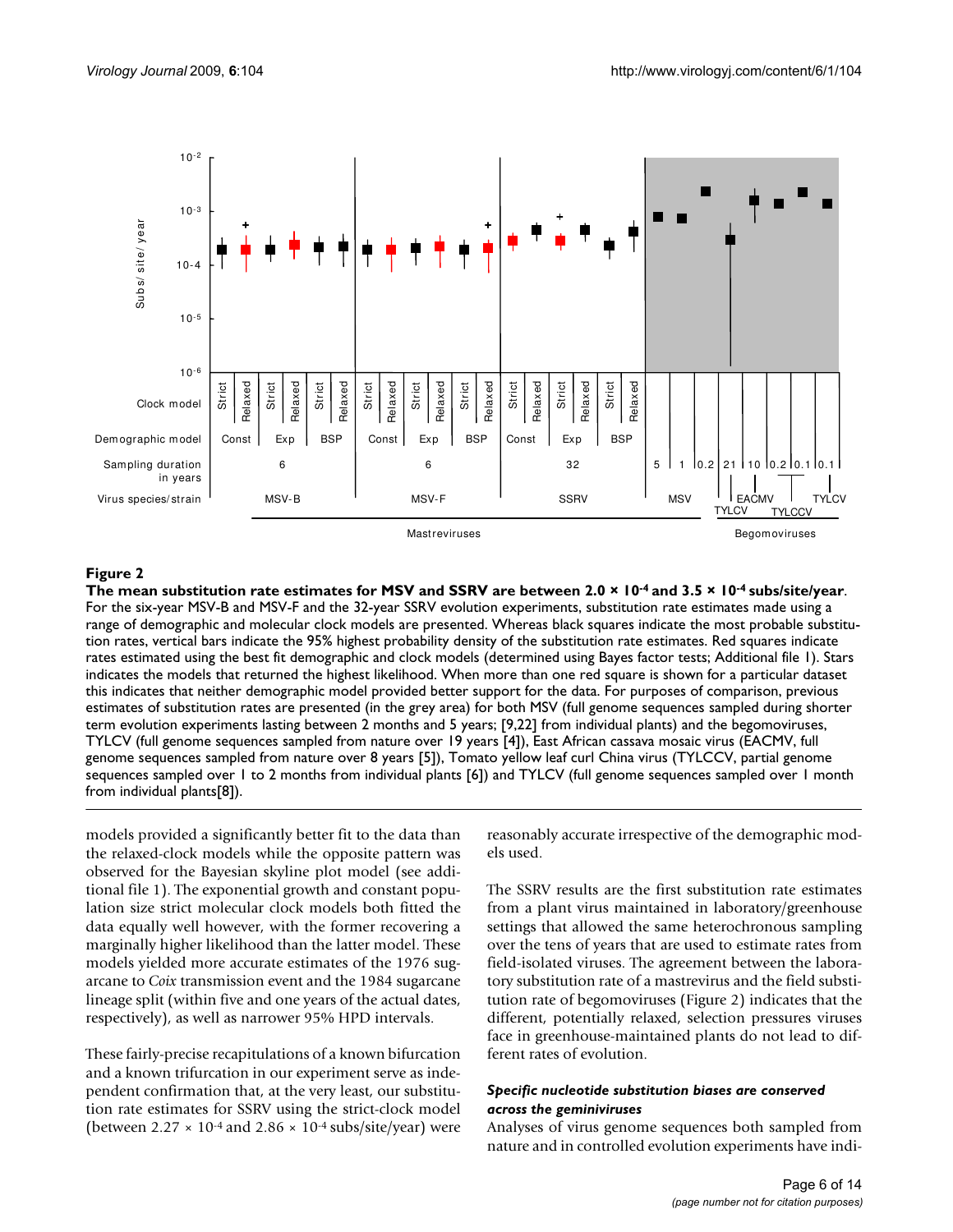10^-2

10^-3

10^-4

10^-5

10^-6

Subs/ site/ year

Clock model: Strict Relaxed Strict Relaxed Strict Relaxed Strict Relaxed Strict Relaxed Strict Relaxed Strict Relaxed Strict Relaxed Strict Relaxed

Demographic model: Const Exp BSP Const Exp BSP Const Exp BSP

Sampling duration in years: 6 6 32 5 1 0.2 21 10 0.2 0.1 0.1

Virus species/strain: MSV-B MSV-F SSRV MSV TYLCV EACMV TYLCCV TYLCV

Mastreviruses Begomoviruses

**Figure 2**

**The mean substitution rate estimates for MSV and SSRV are between 2.0 × $10^{-4}$ and 3.5 × $10^{-4}$ subs/site/year**. For the six-year MSV-B and MSV-F and the 32-year SSRV evolution experiments, substitution rate estimates made using a range of demographic and molecular clock models are presented. Whereas black squares indicate the most probable substitution rates, vertical bars indicate the 95% highest probability density of the substitution rate estimates. Red squares indicate rates estimated using the best fit demographic and clock models (determined using Bayes factor tests; Additional file 1). Stars indicates the models that returned the highest likelihood. When more than one red square is shown for a particular dataset this indicates that neither demographic model provided better support for the data. For purposes of comparison, previous estimates of substitution rates are presented (in the grey area) for both MSV (full genome sequences sampled during shorter term evolution experiments lasting between 2 months and 5 years; [9,22] from individual plants) and the begomoviruses, TYLCV (full genome sequences sampled from nature over 19 years [4]), East African cassava mosaic virus (EACMV, full genome sequences sampled from nature over 8 years [5]), Tomato yellow leaf curl China virus (TYLCCV, partial genome sequences sampled over 1 to 2 months from individual plants [6]) and TYLCV (full genome sequences sampled over 1 month from individual plants[8]).

models provided a significantly better fit to the data than the relaxed-clock models while the opposite pattern was observed for the Bayesian skyline plot model (see additional file 1). The exponential growth and constant population size strict molecular clock models both fitted the data equally well however, with the former recovering a marginally higher likelihood than the latter model. These models yielded more accurate estimates of the 1976 sugarcane to *Coix* transmission event and the 1984 sugarcane lineage split (within five and one years of the actual dates, respectively), as well as narrower 95% HPD intervals.

These fairly-precise recapitulations of a known bifurcation and a known trifurcation in our experiment serve as independent confirmation that, at the very least, our substitution rate estimates for SSRV using the strict-clock model (between 2.27 × $10^{-4}$ and 2.86 × $10^{-4}$ subs/site/year) were reasonably accurate irrespective of the demographic models used.

The SSRV results are the first substitution rate estimates from a plant virus maintained in laboratory/greenhouse settings that allowed the same heterochronous sampling over the tens of years that are used to estimate rates from field-isolated viruses. The agreement between the laboratory substitution rate of a mastrevirus and the field substitution rate of begomoviruses (Figure 2) indicates that the different, potentially relaxed, selection pressures viruses face in greenhouse-maintained plants do not lead to different rates of evolution.

### *Specific nucleotide substitution biases are conserved across the geminiviruses*

Analyses of virus genome sequences both sampled from nature and in controlled evolution experiments have indi-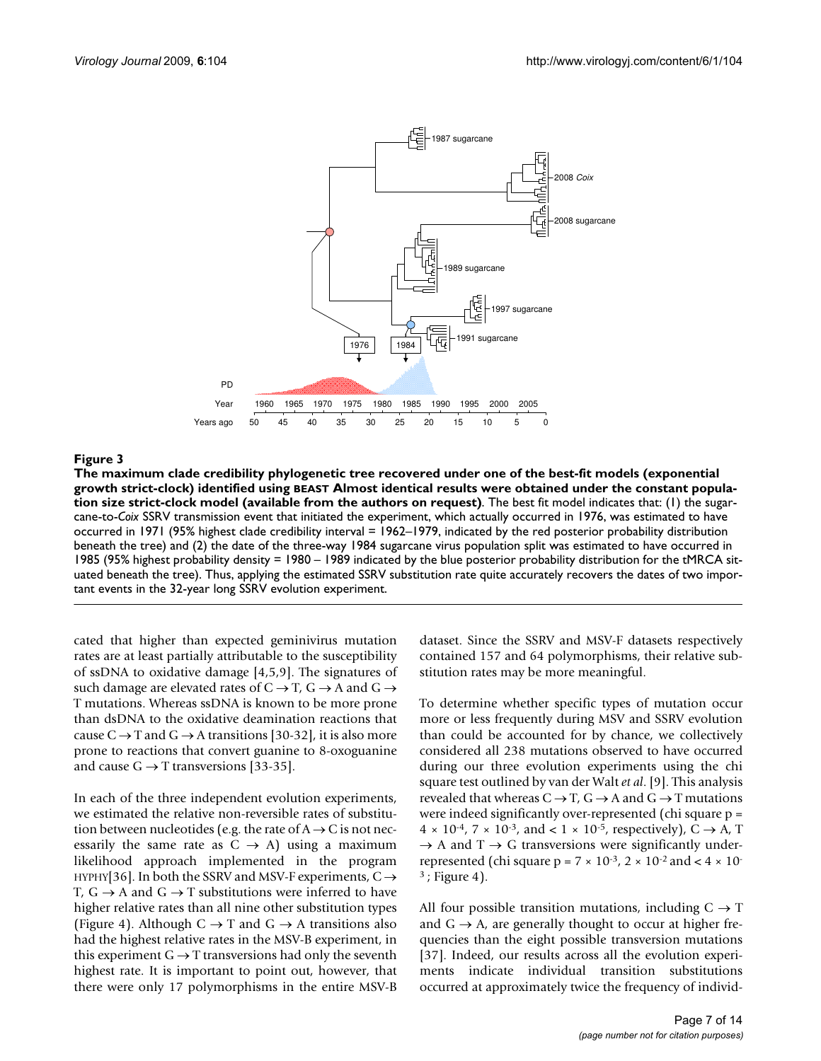**Figure 3**

**The maximum clade credibility phylogenetic tree recovered under one of the best-fit models (exponential growth strict-clock) identified using BEAST Almost identical results were obtained under the constant population size strict-clock model (available from the authors on request)**. The best fit model indicates that: (1) the sugarcane-to-*Coix* SSRV transmission event that initiated the experiment, which actually occurred in 1976, was estimated to have occurred in 1971 (95% highest clade credibility interval = 1962–1979, indicated by the red posterior probability distribution beneath the tree) and (2) the date of the three-way 1984 sugarcane virus population split was estimated to have occurred in 1985 (95% highest probability density = 1980 – 1989 indicated by the blue posterior probability distribution for the tMRCA situated beneath the tree). Thus, applying the estimated SSRV substitution rate quite accurately recovers the dates of two important events in the 32-year long SSRV evolution experiment.

cated that higher than expected geminivirus mutation rates are at least partially attributable to the susceptibility of ssDNA to oxidative damage [4,5,9]. The signatures of such damage are elevated rates of C → T, G → A and G → T mutations. Whereas ssDNA is known to be more prone than dsDNA to the oxidative deamination reactions that cause C → T and G → A transitions [30-32], it is also more prone to reactions that convert guanine to 8-oxoguanine and cause G → T transversions [33-35].

In each of the three independent evolution experiments, we estimated the relative non-reversible rates of substitution between nucleotides (e.g. the rate of A → C is not necessarily the same rate as C → A) using a maximum likelihood approach implemented in the program HYPHY[36]. In both the SSRV and MSV-F experiments, C → T, G → A and G → T substitutions were inferred to have higher relative rates than all nine other substitution types (Figure 4). Although C → T and G → A transitions also had the highest relative rates in the MSV-B experiment, in this experiment G → T transversions had only the seventh highest rate. It is important to point out, however, that there were only 17 polymorphisms in the entire MSV-B dataset. Since the SSRV and MSV-F datasets respectively contained 157 and 64 polymorphisms, their relative substitution rates may be more meaningful.

To determine whether specific types of mutation occur more or less frequently during MSV and SSRV evolution than could be accounted for by chance, we collectively considered all 238 mutations observed to have occurred during our three evolution experiments using the chi square test outlined by van der Walt *et al*. [9]. This analysis revealed that whereas C → T, G → A and G → T mutations were indeed significantly over-represented (chi square $p = 4 \times 10^{-4}$, $7 \times 10^{-3}$, and $< 1 \times 10^{-5}$, respectively), C → A, T → A and T → G transversions were significantly under-represented (chi square $p = 7 \times 10^{-3}$, $2 \times 10^{-2}$ and $< 4 \times 10^{-3}$; Figure 4).

All four possible transition mutations, including C → T and G → A, are generally thought to occur at higher frequencies than the eight possible transversion mutations [37]. Indeed, our results across all the evolution experiments indicate individual transition substitutions occurred at approximately twice the frequency of individ-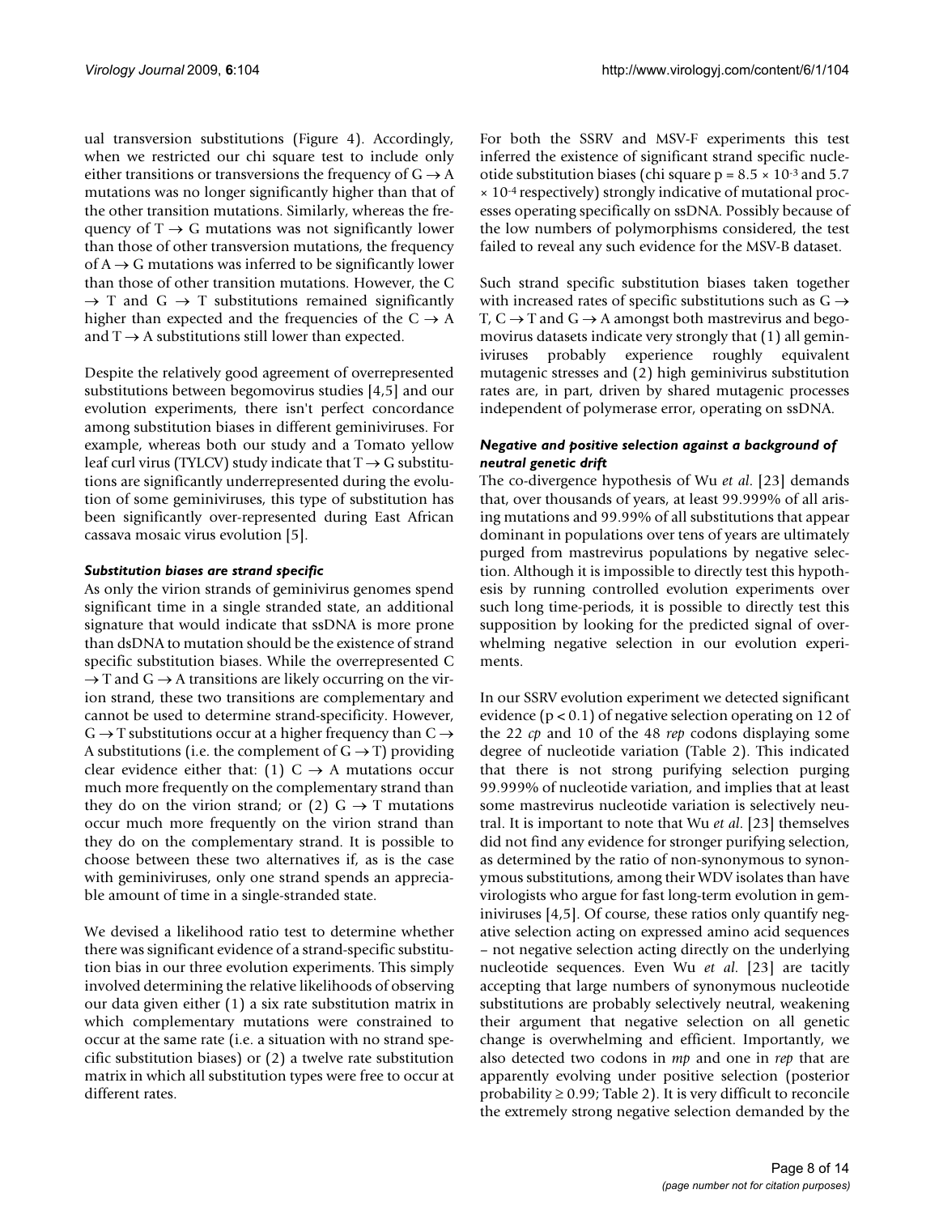ual transversion substitutions (Figure 4). Accordingly, when we restricted our chi square test to include only either transitions or transversions the frequency of G → A mutations was no longer significantly higher than that of the other transition mutations. Similarly, whereas the frequency of T → G mutations was not significantly lower than those of other transversion mutations, the frequency of A → G mutations was inferred to be significantly lower than those of other transition mutations. However, the C → T and G → T substitutions remained significantly higher than expected and the frequencies of the C → A and T → A substitutions still lower than expected.

Despite the relatively good agreement of overrepresented substitutions between begomovirus studies [4,5] and our evolution experiments, there isn't perfect concordance among substitution biases in different geminiviruses. For example, whereas both our study and a Tomato yellow leaf curl virus (TYLCV) study indicate that T → G substitutions are significantly underrepresented during the evolution of some geminiviruses, this type of substitution has been significantly over-represented during East African cassava mosaic virus evolution [5].

### *Substitution biases are strand specific*

As only the virion strands of geminivirus genomes spend significant time in a single stranded state, an additional signature that would indicate that ssDNA is more prone than dsDNA to mutation should be the existence of strand specific substitution biases. While the overrepresented C → T and G → A transitions are likely occurring on the virion strand, these two transitions are complementary and cannot be used to determine strand-specificity. However, G → T substitutions occur at a higher frequency than C → A substitutions (i.e. the complement of G → T) providing clear evidence either that: (1) C → A mutations occur much more frequently on the complementary strand than they do on the virion strand; or (2) G → T mutations occur much more frequently on the virion strand than they do on the complementary strand. It is possible to choose between these two alternatives if, as is the case with geminiviruses, only one strand spends an appreciable amount of time in a single-stranded state.

We devised a likelihood ratio test to determine whether there was significant evidence of a strand-specific substitution bias in our three evolution experiments. This simply involved determining the relative likelihoods of observing our data given either (1) a six rate substitution matrix in which complementary mutations were constrained to occur at the same rate (i.e. a situation with no strand specific substitution biases) or (2) a twelve rate substitution matrix in which all substitution types were free to occur at different rates.

For both the SSRV and MSV-F experiments this test inferred the existence of significant strand specific nucleotide substitution biases (chi square $p = 8.5 \times 10^{-3}$ and $5.7 \times 10^{-4}$ respectively) strongly indicative of mutational processes operating specifically on ssDNA. Possibly because of the low numbers of polymorphisms considered, the test failed to reveal any such evidence for the MSV-B dataset.

Such strand specific substitution biases taken together with increased rates of specific substitutions such as G → T, C → T and G → A amongst both mastrevirus and begomovirus datasets indicate very strongly that (1) all geminiviruses probably experience roughly equivalent mutagenic stresses and (2) high geminivirus substitution rates are, in part, driven by shared mutagenic processes independent of polymerase error, operating on ssDNA.

### *Negative and positive selection against a background of neutral genetic drift*

The co-divergence hypothesis of Wu *et al*. [23] demands that, over thousands of years, at least 99.999% of all arising mutations and 99.99% of all substitutions that appear dominant in populations over tens of years are ultimately purged from mastrevirus populations by negative selection. Although it is impossible to directly test this hypothesis by running controlled evolution experiments over such long time-periods, it is possible to directly test this supposition by looking for the predicted signal of overwhelming negative selection in our evolution experiments.

In our SSRV evolution experiment we detected significant evidence ($p < 0.1$) of negative selection operating on 12 of the 22 *cp* and 10 of the 48 *rep* codons displaying some degree of nucleotide variation (Table 2). This indicated that there is not strong purifying selection purging 99.999% of nucleotide variation, and implies that at least some mastrevirus nucleotide variation is selectively neutral. It is important to note that Wu *et al*. [23] themselves did not find any evidence for stronger purifying selection, as determined by the ratio of non-synonymous to synonymous substitutions, among their WDV isolates than have virologists who argue for fast long-term evolution in geminiviruses [4,5]. Of course, these ratios only quantify negative selection acting on expressed amino acid sequences – not negative selection acting directly on the underlying nucleotide sequences. Even Wu *et al*. [23] are tacitly accepting that large numbers of synonymous nucleotide substitutions are probably selectively neutral, weakening their argument that negative selection on all genetic change is overwhelming and efficient. Importantly, we also detected two codons in *mp* and one in *rep* that are apparently evolving under positive selection (posterior probability ≥ 0.99; Table 2). It is very difficult to reconcile the extremely strong negative selection demanded by the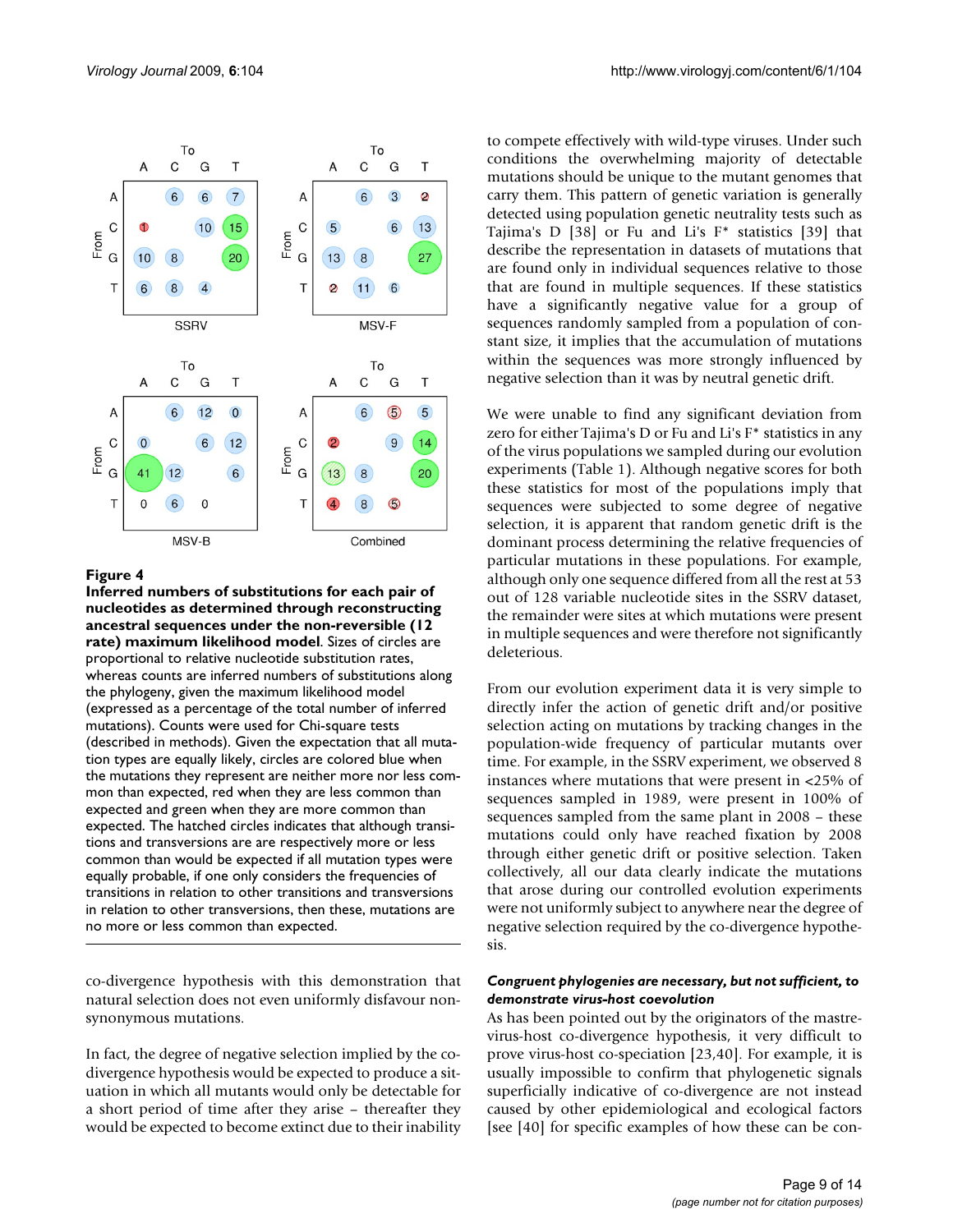To
A C G T

A 6 6 7
C 1 10 15
G 10 8 20
T 6 8 4

From

SSRV

To
A C G T

A 6 3 2
C 5 6 13
G 13 8 27
T 2 11 6

From

MSV-F

To
A C G T

A 6 12 0
C 0 6 12
G 41 12 6
T 0 6 0

From

MSV-B

To
A C G T

A 6 5 5
C 2 9 14
G 13 8 20
T 4 8 5

From

Combined

**Figure 4**

**Inferred numbers of substitutions for each pair of nucleotides as determined through reconstructing ancestral sequences under the non-reversible (12 rate) maximum likelihood model**. Sizes of circles are proportional to relative nucleotide substitution rates, whereas counts are inferred numbers of substitutions along the phylogeny, given the maximum likelihood model (expressed as a percentage of the total number of inferred mutations). Counts were used for Chi-square tests (described in methods). Given the expectation that all mutation types are equally likely, circles are colored blue when the mutations they represent are neither more nor less common than expected, red when they are less common than expected and green when they are more common than expected. The hatched circles indicates that although transitions and transversions are are respectively more or less common than would be expected if all mutation types were equally probable, if one only considers the frequencies of transitions in relation to other transitions and transversions in relation to other transversions, then these, mutations are no more or less common than expected.

co-divergence hypothesis with this demonstration that natural selection does not even uniformly disfavour non-synonymous mutations.

In fact, the degree of negative selection implied by the co-divergence hypothesis would be expected to produce a situation in which all mutants would only be detectable for a short period of time after they arise – thereafter they would be expected to become extinct due to their inability to compete effectively with wild-type viruses. Under such conditions the overwhelming majority of detectable mutations should be unique to the mutant genomes that carry them. This pattern of genetic variation is generally detected using population genetic neutrality tests such as Tajima's D [38] or Fu and Li's F* statistics [39] that describe the representation in datasets of mutations that are found only in individual sequences relative to those that are found in multiple sequences. If these statistics have a significantly negative value for a group of sequences randomly sampled from a population of constant size, it implies that the accumulation of mutations within the sequences was more strongly influenced by negative selection than it was by neutral genetic drift.

We were unable to find any significant deviation from zero for either Tajima's D or Fu and Li's F* statistics in any of the virus populations we sampled during our evolution experiments (Table 1). Although negative scores for both these statistics for most of the populations imply that sequences were subjected to some degree of negative selection, it is apparent that random genetic drift is the dominant process determining the relative frequencies of particular mutations in these populations. For example, although only one sequence differed from all the rest at 53 out of 128 variable nucleotide sites in the SSRV dataset, the remainder were sites at which mutations were present in multiple sequences and were therefore not significantly deleterious.

From our evolution experiment data it is very simple to directly infer the action of genetic drift and/or positive selection acting on mutations by tracking changes in the population-wide frequency of particular mutants over time. For example, in the SSRV experiment, we observed 8 instances where mutations that were present in <25% of sequences sampled in 1989, were present in 100% of sequences sampled from the same plant in 2008 – these mutations could only have reached fixation by 2008 through either genetic drift or positive selection. Taken collectively, all our data clearly indicate the mutations that arose during our controlled evolution experiments were not uniformly subject to anywhere near the degree of negative selection required by the co-divergence hypothesis.

### *Congruent phylogenies are necessary, but not sufficient, to demonstrate virus-host coevolution*

As has been pointed out by the originators of the mastrevirus-host co-divergence hypothesis, it very difficult to prove virus-host co-speciation [23,40]. For example, it is usually impossible to confirm that phylogenetic signals superficially indicative of co-divergence are not instead caused by other epidemiological and ecological factors [see [40] for specific examples of how these can be con-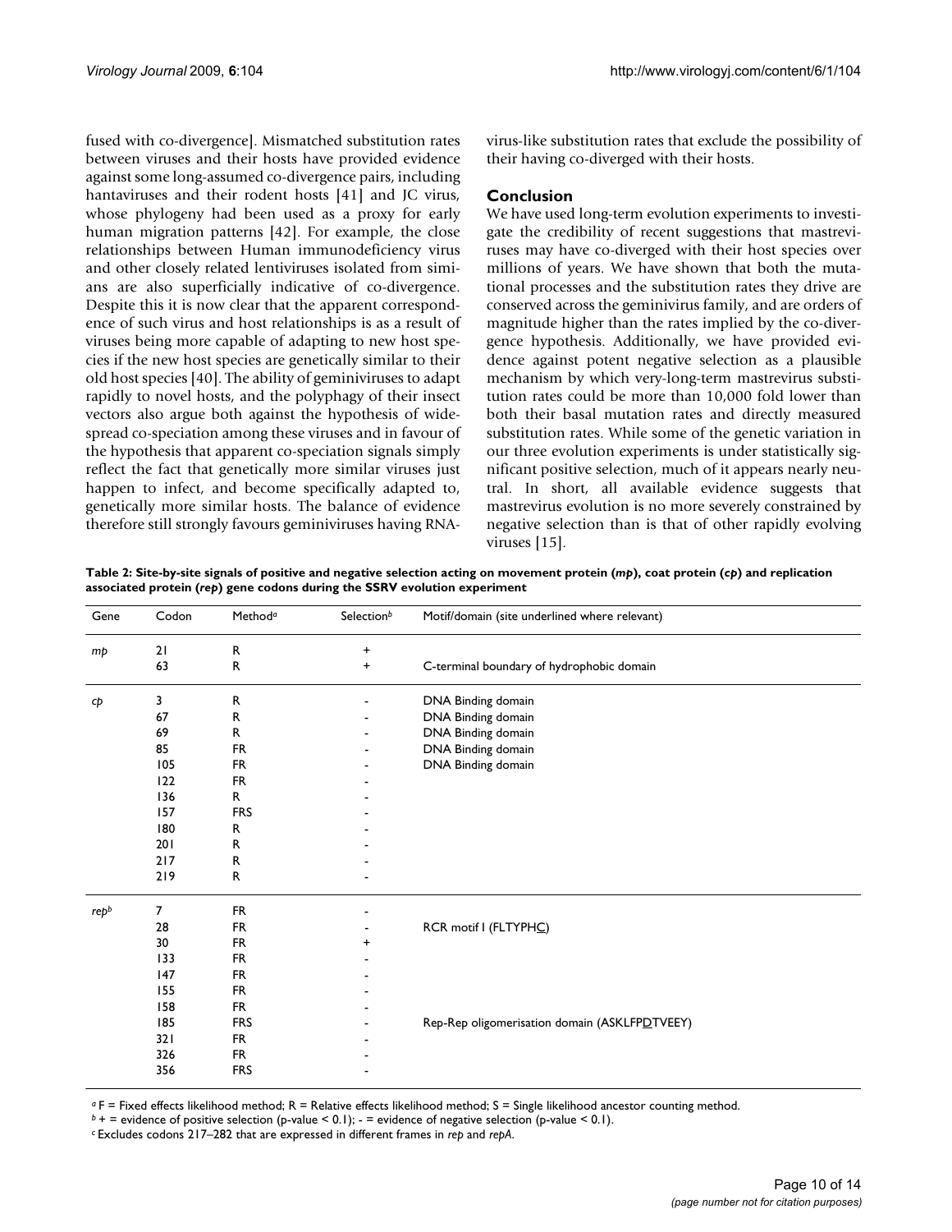fused with co-divergence]. Mismatched substitution rates between viruses and their hosts have provided evidence against some long-assumed co-divergence pairs, including hantaviruses and their rodent hosts [41] and JC virus, whose phylogeny had been used as a proxy for early human migration patterns [42]. For example, the close relationships between Human immunodeficiency virus and other closely related lentiviruses isolated from simians are also superficially indicative of co-divergence. Despite this it is now clear that the apparent correspondence of such virus and host relationships is as a result of viruses being more capable of adapting to new host species if the new host species are genetically similar to their old host species [40]. The ability of geminiviruses to adapt rapidly to novel hosts, and the polyphagy of their insect vectors also argue both against the hypothesis of widespread co-speciation among these viruses and in favour of the hypothesis that apparent co-speciation signals simply reflect the fact that genetically more similar viruses just happen to infect, and become specifically adapted to, genetically more similar hosts. The balance of evidence therefore still strongly favours geminiviruses having RNA-virus-like substitution rates that exclude the possibility of their having co-diverged with their hosts.

## Conclusion

We have used long-term evolution experiments to investigate the credibility of recent suggestions that mastreviruses may have co-diverged with their host species over millions of years. We have shown that both the mutational processes and the substitution rates they drive are conserved across the geminivirus family, and are orders of magnitude higher than the rates implied by the co-divergence hypothesis. Additionally, we have provided evidence against potent negative selection as a plausible mechanism by which very-long-term mastrevirus substitution rates could be more than 10,000 fold lower than both their basal mutation rates and directly measured substitution rates. While some of the genetic variation in our three evolution experiments is under statistically significant positive selection, much of it appears nearly neutral. In short, all available evidence suggests that mastrevirus evolution is no more severely constrained by negative selection than is that of other rapidly evolving viruses [15].

**Table 2: Site-by-site signals of positive and negative selection acting on movement protein (*mp*), coat protein (*cp*) and replication associated protein (*rep*) gene codons during the SSRV evolution experiment**

| Gene | Codon | Method[a] | Selection[b] | Motif/domain (site underlined where relevant) |
|---|---|---|---|---|
| *mp* | 21 | R | + | |
| | 63 | R | + | C-terminal boundary of hydrophobic domain |
| *cp* | 3 | R | - | DNA Binding domain |
| | 67 | R | - | DNA Binding domain |
| | 69 | R | - | DNA Binding domain |
| | 85 | FR | - | DNA Binding domain |
| | 105 | FR | - | DNA Binding domain |
| | 122 | FR | - | |
| | 136 | R | - | |
| | 157 | FRS | - | |
| | 180 | R | - | |
| | 201 | R | - | |
| | 217 | R | - | |
| | 219 | R | - | |
| *rep*[b] | 7 | FR | - | |
| | 28 | FR | - | RCR motif I (FLTYPH<u>C</u>) |
| | 30 | FR | + | |
| | 133 | FR | - | |
| | 147 | FR | - | |
| | 155 | FR | - | |
| | 158 | FR | - | |
| | 185 | FRS | - | Rep-Rep oligomerisation domain (ASKLFP<u>D</u>TVEEY) |
| | 321 | FR | - | |
| | 326 | FR | - | |
| | 356 | FRS | - | |

[a] F = Fixed effects likelihood method; R = Relative effects likelihood method; S = Single likelihood ancestor counting method.
[b] + = evidence of positive selection (p-value < 0.1); - = evidence of negative selection (p-value < 0.1).
[c] Excludes codons 217–282 that are expressed in different frames in *rep* and *repA*.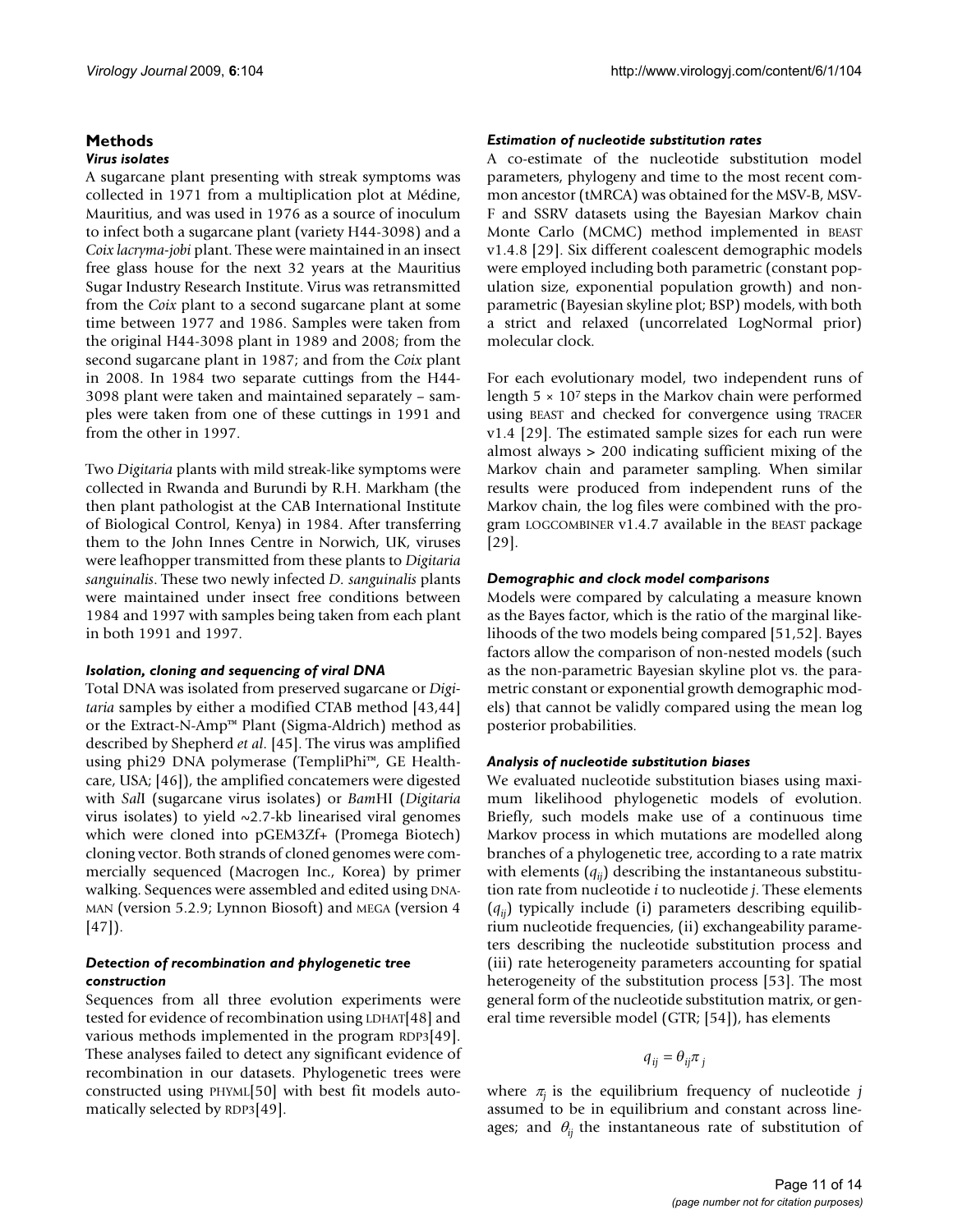## Methods

### Virus isolates

A sugarcane plant presenting with streak symptoms was collected in 1971 from a multiplication plot at Médine, Mauritius, and was used in 1976 as a source of inoculum to infect both a sugarcane plant (variety H44-3098) and a *Coix lacryma-jobi* plant. These were maintained in an insect free glass house for the next 32 years at the Mauritius Sugar Industry Research Institute. Virus was retransmitted from the *Coix* plant to a second sugarcane plant at some time between 1977 and 1986. Samples were taken from the original H44-3098 plant in 1989 and 2008; from the second sugarcane plant in 1987; and from the *Coix* plant in 2008. In 1984 two separate cuttings from the H44-3098 plant were taken and maintained separately – samples were taken from one of these cuttings in 1991 and from the other in 1997.

Two *Digitaria* plants with mild streak-like symptoms were collected in Rwanda and Burundi by R.H. Markham (the then plant pathologist at the CAB International Institute of Biological Control, Kenya) in 1984. After transferring them to the John Innes Centre in Norwich, UK, viruses were leafhopper transmitted from these plants to *Digitaria sanguinalis*. These two newly infected *D. sanguinalis* plants were maintained under insect free conditions between 1984 and 1997 with samples being taken from each plant in both 1991 and 1997.

### Isolation, cloning and sequencing of viral DNA

Total DNA was isolated from preserved sugarcane or *Digitaria* samples by either a modified CTAB method [43,44] or the Extract-N-Amp™ Plant (Sigma-Aldrich) method as described by Shepherd *et al*. [45]. The virus was amplified using phi29 DNA polymerase (TempliPhi™, GE Healthcare, USA; [46]), the amplified concatemers were digested with *Sal*I (sugarcane virus isolates) or *Bam*HI (*Digitaria* virus isolates) to yield ~2.7-kb linearised viral genomes which were cloned into pGEM3Zf+ (Promega Biotech) cloning vector. Both strands of cloned genomes were commercially sequenced (Macrogen Inc., Korea) by primer walking. Sequences were assembled and edited using DNAMAN (version 5.2.9; Lynnon Biosoft) and MEGA (version 4 [47]).

### Detection of recombination and phylogenetic tree construction

Sequences from all three evolution experiments were tested for evidence of recombination using LDHAT[48] and various methods implemented in the program RDP3[49]. These analyses failed to detect any significant evidence of recombination in our datasets. Phylogenetic trees were constructed using PHYML[50] with best fit models automatically selected by RDP3[49].

### Estimation of nucleotide substitution rates

A co-estimate of the nucleotide substitution model parameters, phylogeny and time to the most recent common ancestor (tMRCA) was obtained for the MSV-B, MSV-F and SSRV datasets using the Bayesian Markov chain Monte Carlo (MCMC) method implemented in BEAST v1.4.8 [29]. Six different coalescent demographic models were employed including both parametric (constant population size, exponential population growth) and non-parametric (Bayesian skyline plot; BSP) models, with both a strict and relaxed (uncorrelated LogNormal prior) molecular clock.

For each evolutionary model, two independent runs of length $5 \times 10^7$ steps in the Markov chain were performed using BEAST and checked for convergence using TRACER v1.4 [29]. The estimated sample sizes for each run were almost always > 200 indicating sufficient mixing of the Markov chain and parameter sampling. When similar results were produced from independent runs of the Markov chain, the log files were combined with the program LOGCOMBINER v1.4.7 available in the BEAST package [29].

### Demographic and clock model comparisons

Models were compared by calculating a measure known as the Bayes factor, which is the ratio of the marginal likelihoods of the two models being compared [51,52]. Bayes factors allow the comparison of non-nested models (such as the non-parametric Bayesian skyline plot vs. the parametric constant or exponential growth demographic models) that cannot be validly compared using the mean log posterior probabilities.

### Analysis of nucleotide substitution biases

We evaluated nucleotide substitution biases using maximum likelihood phylogenetic models of evolution. Briefly, such models make use of a continuous time Markov process in which mutations are modelled along branches of a phylogenetic tree, according to a rate matrix with elements ($q_{ij}$) describing the instantaneous substitution rate from nucleotide $i$ to nucleotide $j$. These elements ($q_{ij}$) typically include (i) parameters describing equilibrium nucleotide frequencies, (ii) exchangeability parameters describing the nucleotide substitution process and (iii) rate heterogeneity parameters accounting for spatial heterogeneity of the substitution process [53]. The most general form of the nucleotide substitution matrix, or general time reversible model (GTR; [54]), has elements

$$q_{ij} = \theta_{ij}\pi_j$$

where $\pi_j$ is the equilibrium frequency of nucleotide $j$ assumed to be in equilibrium and constant across lineages; and $\theta_{ij}$ the instantaneous rate of substitution of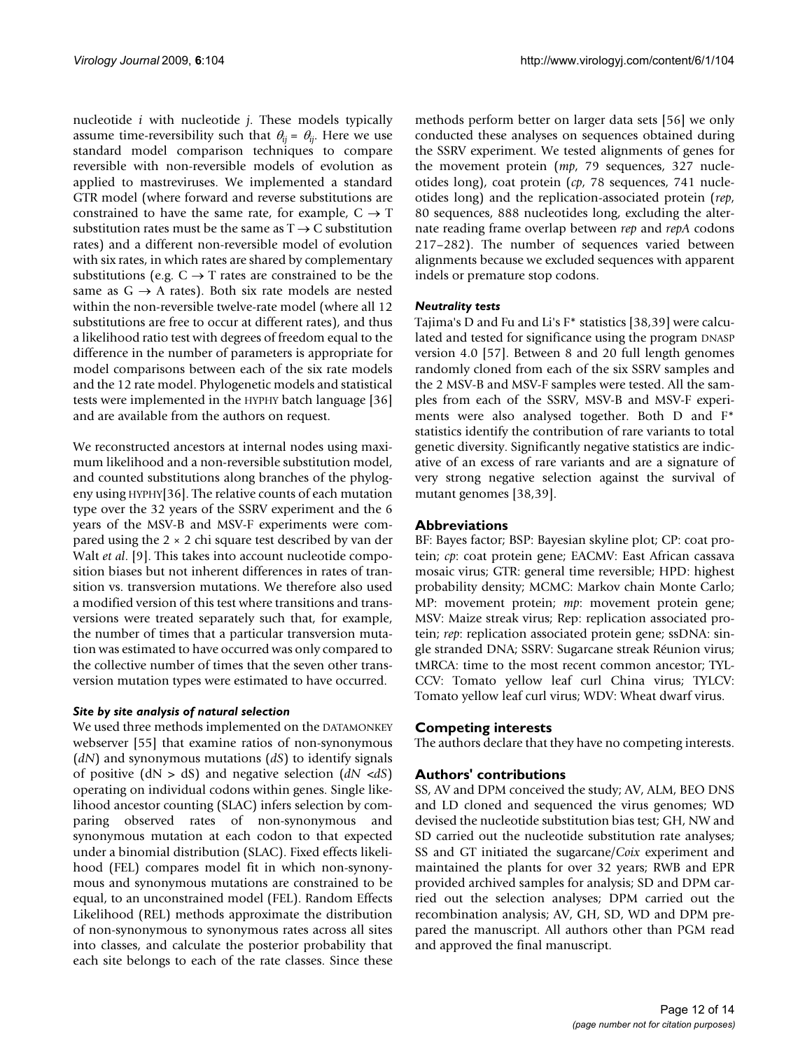nucleotide *i* with nucleotide *j*. These models typically assume time-reversibility such that $\theta_{ij} = \theta_{ij}$. Here we use standard model comparison techniques to compare reversible with non-reversible models of evolution as applied to mastreviruses. We implemented a standard GTR model (where forward and reverse substitutions are constrained to have the same rate, for example, C → T substitution rates must be the same as T → C substitution rates) and a different non-reversible model of evolution with six rates, in which rates are shared by complementary substitutions (e.g. C → T rates are constrained to be the same as G → A rates). Both six rate models are nested within the non-reversible twelve-rate model (where all 12 substitutions are free to occur at different rates), and thus a likelihood ratio test with degrees of freedom equal to the difference in the number of parameters is appropriate for model comparisons between each of the six rate models and the 12 rate model. Phylogenetic models and statistical tests were implemented in the HYPHY batch language [36] and are available from the authors on request.

We reconstructed ancestors at internal nodes using maximum likelihood and a non-reversible substitution model, and counted substitutions along branches of the phylogeny using HYPHY[36]. The relative counts of each mutation type over the 32 years of the SSRV experiment and the 6 years of the MSV-B and MSV-F experiments were compared using the 2 × 2 chi square test described by van der Walt *et al*. [9]. This takes into account nucleotide composition biases but not inherent differences in rates of transition vs. transversion mutations. We therefore also used a modified version of this test where transitions and transversions were treated separately such that, for example, the number of times that a particular transversion mutation was estimated to have occurred was only compared to the collective number of times that the seven other transversion mutation types were estimated to have occurred.

#### *Site by site analysis of natural selection*

We used three methods implemented on the DATAMONKEY webserver [55] that examine ratios of non-synonymous (*dN*) and synonymous mutations (*dS*) to identify signals of positive (dN > dS) and negative selection (*dN* <*dS*) operating on individual codons within genes. Single likelihood ancestor counting (SLAC) infers selection by comparing observed rates of non-synonymous and synonymous mutation at each codon to that expected under a binomial distribution (SLAC). Fixed effects likelihood (FEL) compares model fit in which non-synonymous and synonymous mutations are constrained to be equal, to an unconstrained model (FEL). Random Effects Likelihood (REL) methods approximate the distribution of non-synonymous to synonymous rates across all sites into classes, and calculate the posterior probability that each site belongs to each of the rate classes. Since these methods perform better on larger data sets [56] we only conducted these analyses on sequences obtained during the SSRV experiment. We tested alignments of genes for the movement protein (*mp*, 79 sequences, 327 nucleotides long), coat protein (*cp*, 78 sequences, 741 nucleotides long) and the replication-associated protein (*rep*, 80 sequences, 888 nucleotides long, excluding the alternate reading frame overlap between *rep* and *repA* codons 217–282). The number of sequences varied between alignments because we excluded sequences with apparent indels or premature stop codons.

#### *Neutrality tests*

Tajima's D and Fu and Li's F* statistics [38,39] were calculated and tested for significance using the program DNASP version 4.0 [57]. Between 8 and 20 full length genomes randomly cloned from each of the six SSRV samples and the 2 MSV-B and MSV-F samples were tested. All the samples from each of the SSRV, MSV-B and MSV-F experiments were also analysed together. Both D and F* statistics identify the contribution of rare variants to total genetic diversity. Significantly negative statistics are indicative of an excess of rare variants and are a signature of very strong negative selection against the survival of mutant genomes [38,39].

## Abbreviations

BF: Bayes factor; BSP: Bayesian skyline plot; CP: coat protein; *cp*: coat protein gene; EACMV: East African cassava mosaic virus; GTR: general time reversible; HPD: highest probability density; MCMC: Markov chain Monte Carlo; MP: movement protein; *mp*: movement protein gene; MSV: Maize streak virus; Rep: replication associated protein; *rep*: replication associated protein gene; ssDNA: single stranded DNA; SSRV: Sugarcane streak Réunion virus; tMRCA: time to the most recent common ancestor; TYLCCV: Tomato yellow leaf curl China virus; TYLCV: Tomato yellow leaf curl virus; WDV: Wheat dwarf virus.

## Competing interests

The authors declare that they have no competing interests.

## Authors' contributions

SS, AV and DPM conceived the study; AV, ALM, BEO DNS and LD cloned and sequenced the virus genomes; WD devised the nucleotide substitution bias test; GH, NW and SD carried out the nucleotide substitution rate analyses; SS and GT initiated the sugarcane/*Coix* experiment and maintained the plants for over 32 years; RWB and EPR provided archived samples for analysis; SD and DPM carried out the selection analyses; DPM carried out the recombination analysis; AV, GH, SD, WD and DPM prepared the manuscript. All authors other than PGM read and approved the final manuscript.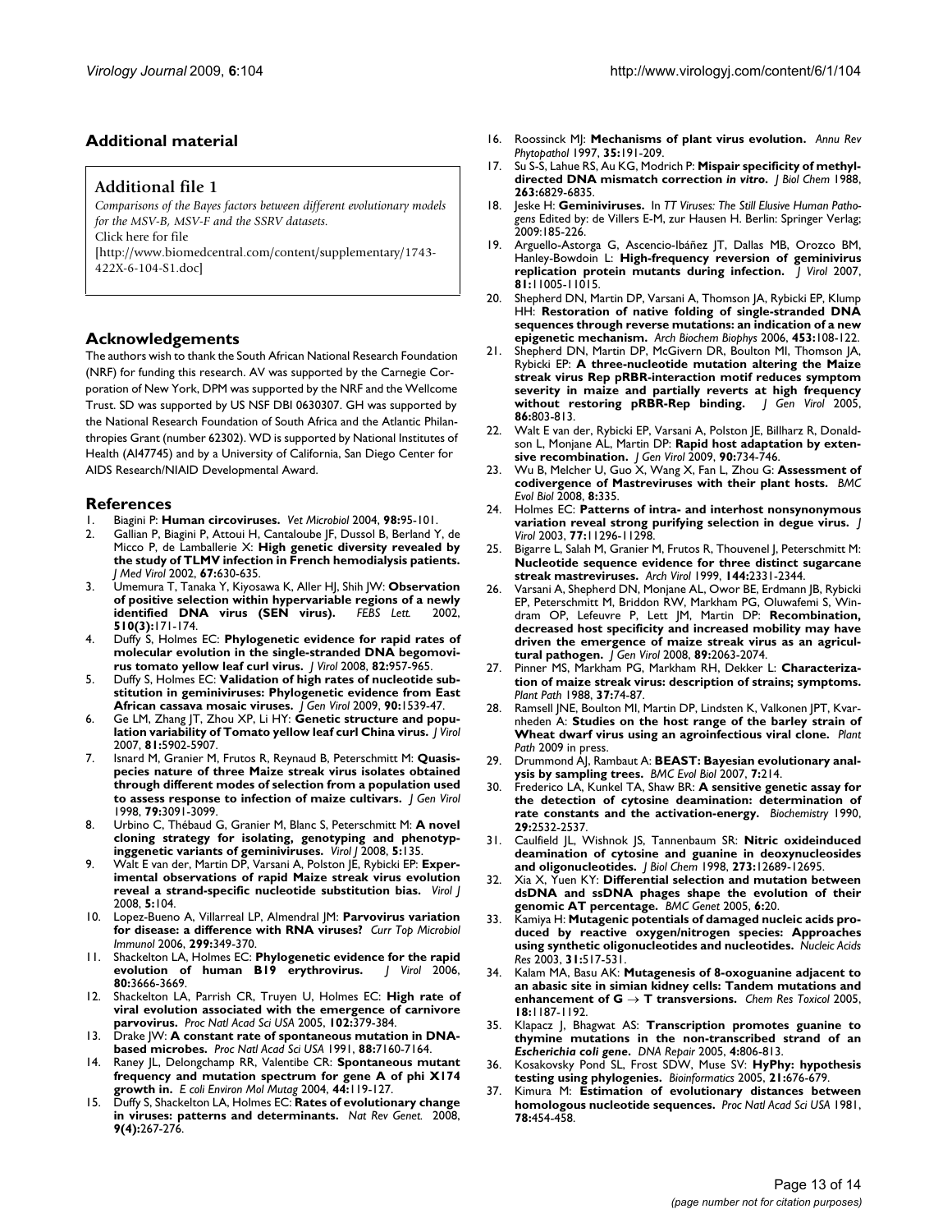## Additional material

### Additional file 1

*Comparisons of the Bayes factors between different evolutionary models for the MSV-B, MSV-F and the SSRV datasets.*
Click here for file
[http://www.biomedcentral.com/content/supplementary/1743-422X-6-104-S1.doc]

## Acknowledgements

The authors wish to thank the South African National Research Foundation (NRF) for funding this research. AV was supported by the Carnegie Corporation of New York, DPM was supported by the NRF and the Wellcome Trust. SD was supported by US NSF DBI 0630307. GH was supported by the National Research Foundation of South Africa and the Atlantic Philanthropies Grant (number 62302). WD is supported by National Institutes of Health (AI47745) and by a University of California, San Diego Center for AIDS Research/NIAID Developmental Award.

## References

1. Biagini P: **Human circoviruses.** *Vet Microbiol* 2004, **98:**95-101.
2. Gallian P, Biagini P, Attoui H, Cantaloube JF, Dussol B, Berland Y, de Micco P, de Lamballerie X: **High genetic diversity revealed by the study of TLMV infection in French hemodialysis patients.** *J Med Virol* 2002, **67:**630-635.
3. Umemura T, Tanaka Y, Kiyosawa K, Aller HJ, Shih JW: **Observation of positive selection within hypervariable regions of a newly identified DNA virus (SEN virus).** *FEBS Lett.* 2002, **510(3):**171-174.
4. Duffy S, Holmes EC: **Phylogenetic evidence for rapid rates of molecular evolution in the single-stranded DNA begomovirus tomato yellow leaf curl virus.** *J Virol* 2008, **82:**957-965.
5. Duffy S, Holmes EC: **Validation of high rates of nucleotide substitution in geminiviruses: Phylogenetic evidence from East African cassava mosaic viruses.** *J Gen Virol* 2009, **90:**1539-47.
6. Ge LM, Zhang JT, Zhou XP, Li HY: **Genetic structure and population variability of Tomato yellow leaf curl China virus.** *J Virol* 2007, **81:**5902-5907.
7. Isnard M, Granier M, Frutos R, Reynaud B, Peterschmitt M: **Quasispecies nature of three Maize streak virus isolates obtained through different modes of selection from a population used to assess response to infection of maize cultivars.** *J Gen Virol* 1998, **79:**3091-3099.
8. Urbino C, Thébaud G, Granier M, Blanc S, Peterschmitt M: **A novel cloning strategy for isolating, genotyping and phenotypinggenetic variants of geminiviruses.** *Virol J* 2008, **5:**135.
9. Walt E van der, Martin DP, Varsani A, Polston JE, Rybicki EP: **Experimental observations of rapid Maize streak virus evolution reveal a strand-specific nucleotide substitution bias.** *Virol J* 2008, **5:**104.
10. Lopez-Bueno A, Villarreal LP, Almendral JM: **Parvovirus variation for disease: a difference with RNA viruses?** *Curr Top Microbiol Immunol* 2006, **299:**349-370.
11. Shackelton LA, Holmes EC: **Phylogenetic evidence for the rapid evolution of human B19 erythrovirus.** *J Virol* 2006, **80:**3666-3669.
12. Shackelton LA, Parrish CR, Truyen U, Holmes EC: **High rate of viral evolution associated with the emergence of carnivore parvovirus.** *Proc Natl Acad Sci USA* 2005, **102:**379-384.
13. Drake JW: **A constant rate of spontaneous mutation in DNA-based microbes.** *Proc Natl Acad Sci USA* 1991, **88:**7160-7164.
14. Raney JL, Delongchamp RR, Valentibe CR: **Spontaneous mutant frequency and mutation spectrum for gene A of phi X174 growth in.** *E coli Environ Mol Mutag* 2004, **44:**119-127.
15. Duffy S, Shackelton LA, Holmes EC: **Rates of evolutionary change in viruses: patterns and determinants.** *Nat Rev Genet.* 2008, **9(4):**267-276.
16. Roossinck MJ: **Mechanisms of plant virus evolution.** *Annu Rev Phytopathol* 1997, **35:**191-209.
17. Su S-S, Lahue RS, Au KG, Modrich P: **Mispair specificity of methyl-directed DNA mismatch correction *in vitro*.** *J Biol Chem* 1988, **263:**6829-6835.
18. Jeske H: **Geminiviruses.** In *TT Viruses: The Still Elusive Human Pathogens* Edited by: de Villers E-M, zur Hausen H. Berlin: Springer Verlag; 2009:185-226.
19. Arguello-Astorga G, Ascencio-Ibáñez JT, Dallas MB, Orozco BM, Hanley-Bowdoin L: **High-frequency reversion of geminivirus replication protein mutants during infection.** *J Virol* 2007, **81:**11005-11015.
20. Shepherd DN, Martin DP, Varsani A, Thomson JA, Rybicki EP, Klump HH: **Restoration of native folding of single-stranded DNA sequences through reverse mutations: an indication of a new epigenetic mechanism.** *Arch Biochem Biophys* 2006, **453:**108-122.
21. Shepherd DN, Martin DP, McGivern DR, Boulton MI, Thomson JA, Rybicki EP: **A three-nucleotide mutation altering the Maize streak virus Rep pRBR-interaction motif reduces symptom severity in maize and partially reverts at high frequency without restoring pRBR-Rep binding.** *J Gen Virol* 2005, **86:**803-813.
22. Walt E van der, Rybicki EP, Varsani A, Polston JE, Billharz R, Donaldson L, Monjane AL, Martin DP: **Rapid host adaptation by extensive recombination.** *J Gen Virol* 2009, **90:**734-746.
23. Wu B, Melcher U, Guo X, Wang X, Fan L, Zhou G: **Assessment of codivergence of Mastreviruses with their plant hosts.** *BMC Evol Biol* 2008, **8:**335.
24. Holmes EC: **Patterns of intra- and interhost nonsynonymous variation reveal strong purifying selection in degue virus.** *J Virol* 2003, **77:**11296-11298.
25. Bigarre L, Salah M, Granier M, Frutos R, Thouvenel J, Peterschmitt M: **Nucleotide sequence evidence for three distinct sugarcane streak mastreviruses.** *Arch Virol* 1999, **144:**2331-2344.
26. Varsani A, Shepherd DN, Monjane AL, Owor BE, Erdmann JB, Rybicki EP, Peterschmitt M, Briddon RW, Markham PG, Oluwafemi S, Windram OP, Lefeuvre P, Lett JM, Martin DP: **Recombination, decreased host specificity and increased mobility may have driven the emergence of maize streak virus as an agricultural pathogen.** *J Gen Virol* 2008, **89:**2063-2074.
27. Pinner MS, Markham PG, Markham RH, Dekker L: **Characterization of maize streak virus: description of strains; symptoms.** *Plant Path* 1988, **37:**74-87.
28. Ramsell JNE, Boulton MI, Martin DP, Lindsten K, Valkonen JPT, Kvarnheden A: **Studies on the host range of the barley strain of Wheat dwarf virus using an agroinfectious viral clone.** *Plant Path* 2009 in press.
29. Drummond AJ, Rambaut A: **BEAST: Bayesian evolutionary analysis by sampling trees.** *BMC Evol Biol* 2007, **7:**214.
30. Frederico LA, Kunkel TA, Shaw BR: **A sensitive genetic assay for the detection of cytosine deamination: determination of rate constants and the activation-energy.** *Biochemistry* 1990, **29:**2532-2537.
31. Caulfield JL, Wishnok JS, Tannenbaum SR: **Nitric oxideinduced deamination of cytosine and guanine in deoxynucleosides and oligonucleotides.** *J Biol Chem* 1998, **273:**12689-12695.
32. Xia X, Yuen KY: **Differential selection and mutation between dsDNA and ssDNA phages shape the evolution of their genomic AT percentage.** *BMC Genet* 2005, **6:**20.
33. Kamiya H: **Mutagenic potentials of damaged nucleic acids produced by reactive oxygen/nitrogen species: Approaches using synthetic oligonucleotides and nucleotides.** *Nucleic Acids Res* 2003, **31:**517-531.
34. Kalam MA, Basu AK: **Mutagenesis of 8-oxoguanine adjacent to an abasic site in simian kidney cells: Tandem mutations and enhancement of G → T transversions.** *Chem Res Toxicol* 2005, **18:**1187-1192.
35. Klapacz J, Bhagwat AS: **Transcription promotes guanine to thymine mutations in the non-transcribed strand of an *Escherichia coli gene*.** *DNA Repair* 2005, **4:**806-813.
36. Kosakovsky Pond SL, Frost SDW, Muse SV: **HyPhy: hypothesis testing using phylogenies.** *Bioinformatics* 2005, **21:**676-679.
37. Kimura M: **Estimation of evolutionary distances between homologous nucleotide sequences.** *Proc Natl Acad Sci USA* 1981, **78:**454-458.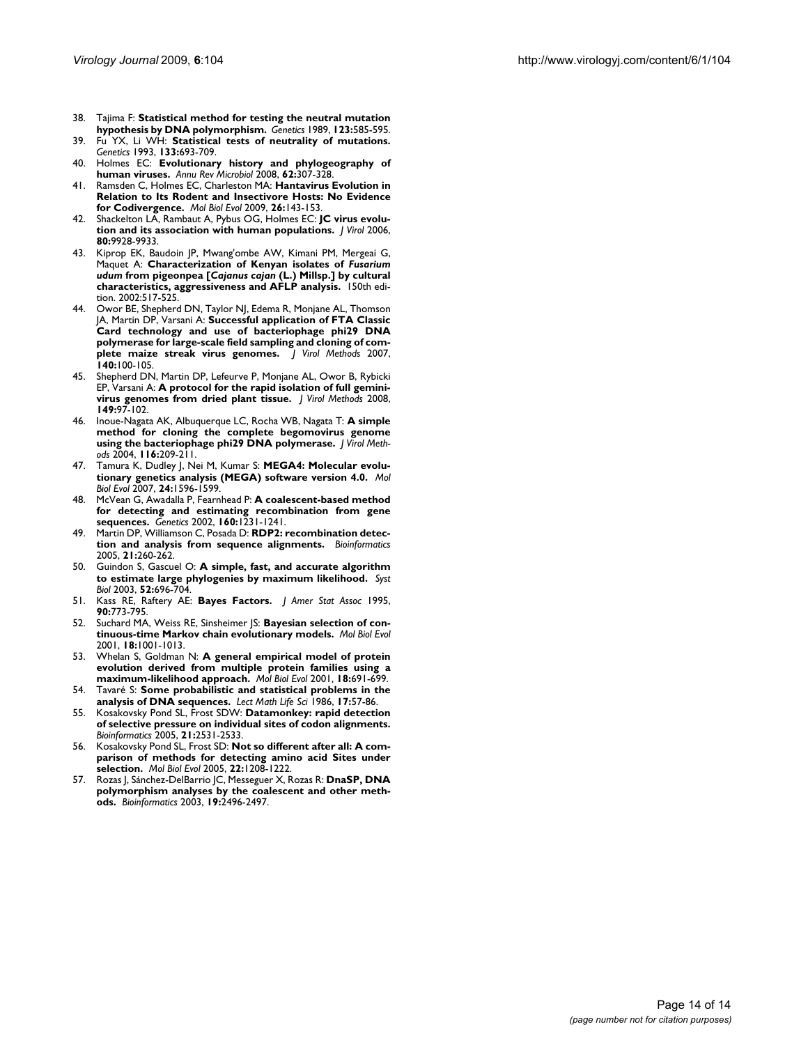38. Tajima F: **Statistical method for testing the neutral mutation hypothesis by DNA polymorphism.** *Genetics* 1989, **123:**585-595.
39. Fu YX, Li WH: **Statistical tests of neutrality of mutations.** *Genetics* 1993, **133:**693-709.
40. Holmes EC: **Evolutionary history and phylogeography of human viruses.** *Annu Rev Microbiol* 2008, **62:**307-328.
41. Ramsden C, Holmes EC, Charleston MA: **Hantavirus Evolution in Relation to Its Rodent and Insectivore Hosts: No Evidence for Codivergence.** *Mol Biol Evol* 2009, **26:**143-153.
42. Shackelton LA, Rambaut A, Pybus OG, Holmes EC: **JC virus evolution and its association with human populations.** *J Virol* 2006, **80:**9928-9933.
43. Kiprop EK, Baudoin JP, Mwang'ombe AW, Kimani PM, Mergeai G, Maquet A: **Characterization of Kenyan isolates of *Fusarium udum* from pigeonpea [*Cajanus cajan* (L.) Millsp.] by cultural characteristics, aggressiveness and AFLP analysis.** 150th edition. 2002:517-525.
44. Owor BE, Shepherd DN, Taylor NJ, Edema R, Monjane AL, Thomson JA, Martin DP, Varsani A: **Successful application of FTA Classic Card technology and use of bacteriophage phi29 DNA polymerase for large-scale field sampling and cloning of complete maize streak virus genomes.** *J Virol Methods* 2007, **140:**100-105.
45. Shepherd DN, Martin DP, Lefeurve P, Monjane AL, Owor B, Rybicki EP, Varsani A: **A protocol for the rapid isolation of full geminivirus genomes from dried plant tissue.** *J Virol Methods* 2008, **149:**97-102.
46. Inoue-Nagata AK, Albuquerque LC, Rocha WB, Nagata T: **A simple method for cloning the complete begomovirus genome using the bacteriophage phi29 DNA polymerase.** *J Virol Methods* 2004, **116:**209-211.
47. Tamura K, Dudley J, Nei M, Kumar S: **MEGA4: Molecular evolutionary genetics analysis (MEGA) software version 4.0.** *Mol Biol Evol* 2007, **24:**1596-1599.
48. McVean G, Awadalla P, Fearnhead P: **A coalescent-based method for detecting and estimating recombination from gene sequences.** *Genetics* 2002, **160:**1231-1241.
49. Martin DP, Williamson C, Posada D: **RDP2: recombination detection and analysis from sequence alignments.** *Bioinformatics* 2005, **21:**260-262.
50. Guindon S, Gascuel O: **A simple, fast, and accurate algorithm to estimate large phylogenies by maximum likelihood.** *Syst Biol* 2003, **52:**696-704.
51. Kass RE, Raftery AE: **Bayes Factors.** *J Amer Stat Assoc* 1995, **90:**773-795.
52. Suchard MA, Weiss RE, Sinsheimer JS: **Bayesian selection of continuous-time Markov chain evolutionary models.** *Mol Biol Evol* 2001, **18:**1001-1013.
53. Whelan S, Goldman N: **A general empirical model of protein evolution derived from multiple protein families using a maximum-likelihood approach.** *Mol Biol Evol* 2001, **18:**691-699.
54. Tavaré S: **Some probabilistic and statistical problems in the analysis of DNA sequences.** *Lect Math Life Sci* 1986, **17:**57-86.
55. Kosakovsky Pond SL, Frost SDW: **Datamonkey: rapid detection of selective pressure on individual sites of codon alignments.** *Bioinformatics* 2005, **21:**2531-2533.
56. Kosakovsky Pond SL, Frost SD: **Not so different after all: A comparison of methods for detecting amino acid Sites under selection.** *Mol Biol Evol* 2005, **22:**1208-1222.
57. Rozas J, Sánchez-DelBarrio JC, Messeguer X, Rozas R: **DnaSP, DNA polymorphism analyses by the coalescent and other methods.** *Bioinformatics* 2003, **19:**2496-2497.